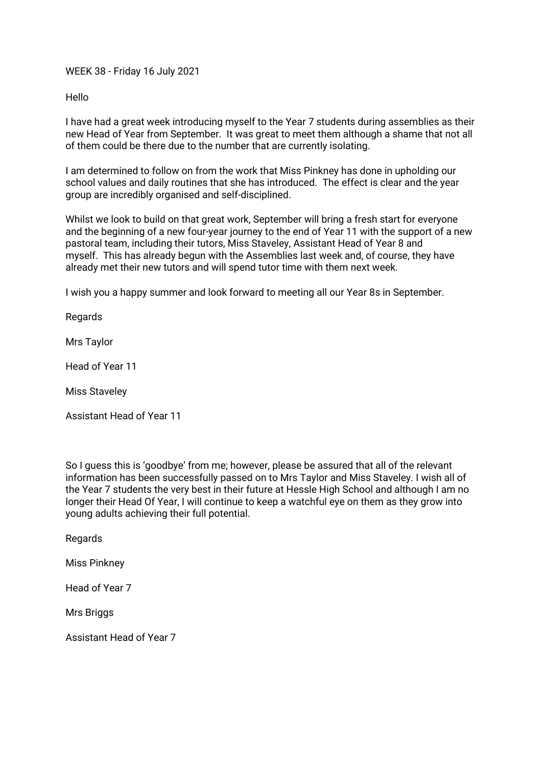WEEK 38 - Friday 16 July 2021

Hello

I have had a great week introducing myself to the Year 7 students during assemblies as their new Head of Year from September. It was great to meet them although a shame that not all of them could be there due to the number that are currently isolating.

I am determined to follow on from the work that Miss Pinkney has done in upholding our school values and daily routines that she has introduced. The effect is clear and the year group are incredibly organised and self-disciplined.

Whilst we look to build on that great work, September will bring a fresh start for everyone and the beginning of a new four-year journey to the end of Year 11 with the support of a new pastoral team, including their tutors, Miss Staveley, Assistant Head of Year 8 and myself. This has already begun with the Assemblies last week and, of course, they have already met their new tutors and will spend tutor time with them next week.

I wish you a happy summer and look forward to meeting all our Year 8s in September.

Regards

Mrs Taylor

Head of Year 11

Miss Staveley

Assistant Head of Year 11

So I guess this is 'goodbye' from me; however, please be assured that all of the relevant information has been successfully passed on to Mrs Taylor and Miss Staveley. I wish all of the Year 7 students the very best in their future at Hessle High School and although I am no longer their Head Of Year, I will continue to keep a watchful eye on them as they grow into young adults achieving their full potential.

Regards

Miss Pinkney

Head of Year 7

Mrs Briggs

Assistant Head of Year 7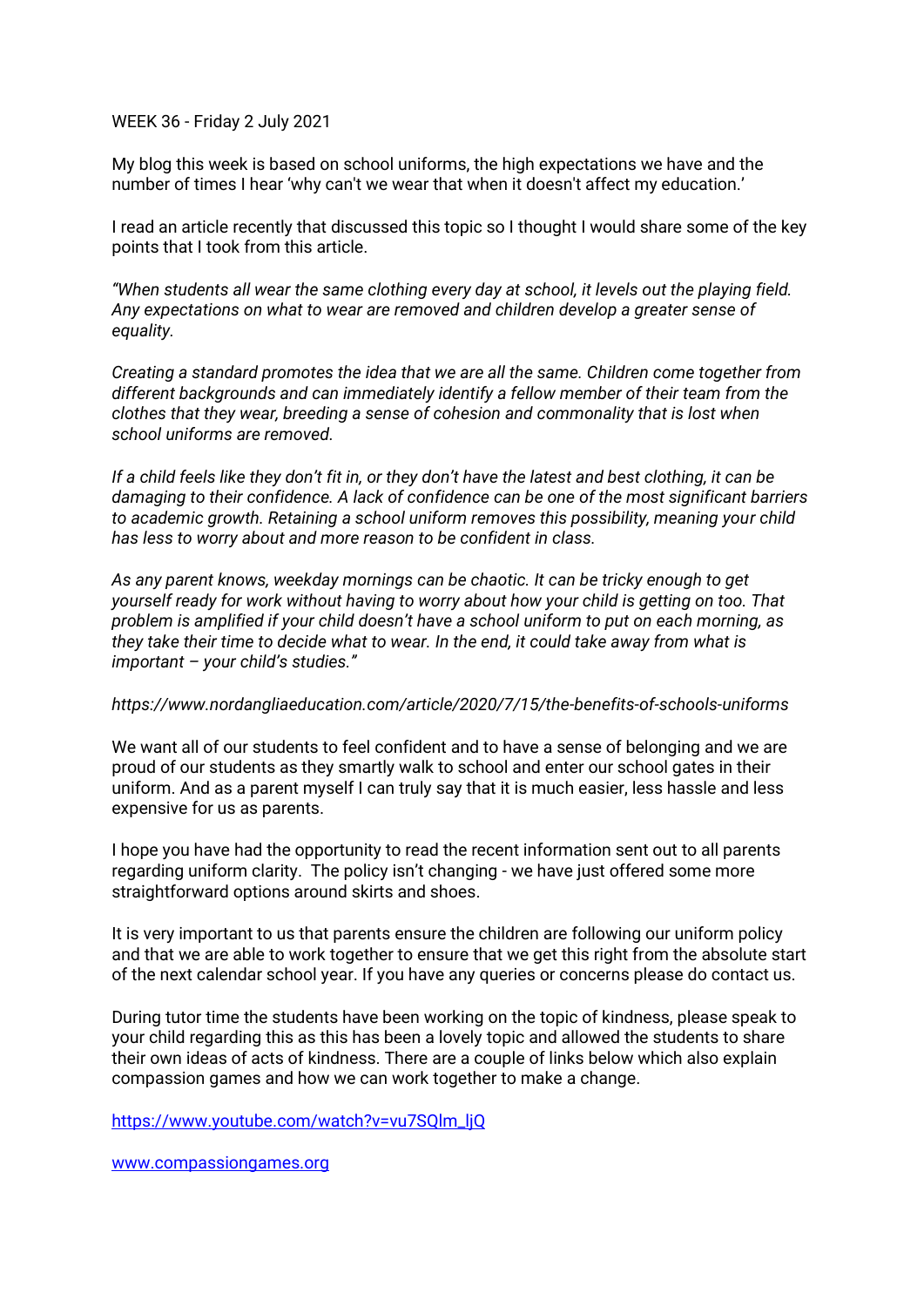WEEK 36 - Friday 2 July 2021

My blog this week is based on school uniforms, the high expectations we have and the number of times I hear 'why can't we wear that when it doesn't affect my education.'

I read an article recently that discussed this topic so I thought I would share some of the key points that I took from this article.

*"When students all wear the same clothing every day at school, it levels out the playing field. Any expectations on what to wear are removed and children develop a greater sense of equality.*

*Creating a standard promotes the idea that we are all the same. Children come together from different backgrounds and can immediately identify a fellow member of their team from the clothes that they wear, breeding a sense of cohesion and commonality that is lost when school uniforms are removed.*

*If a child feels like they don't fit in, or they don't have the latest and best clothing, it can be damaging to their confidence. A lack of confidence can be one of the most significant barriers to academic growth. Retaining a school uniform removes this possibility, meaning your child has less to worry about and more reason to be confident in class.*

*As any parent knows, weekday mornings can be chaotic. It can be tricky enough to get yourself ready for work without having to worry about how your child is getting on too. That problem is amplified if your child doesn't have a school uniform to put on each morning, as they take their time to decide what to wear. In the end, it could take away from what is important – your child's studies."*

*https://www.nordangliaeducation.com/article/2020/7/15/the-benefits-of-schools-uniforms*

We want all of our students to feel confident and to have a sense of belonging and we are proud of our students as they smartly walk to school and enter our school gates in their uniform. And as a parent myself I can truly say that it is much easier, less hassle and less expensive for us as parents.

I hope you have had the opportunity to read the recent information sent out to all parents regarding uniform clarity. The policy isn't changing - we have just offered some more straightforward options around skirts and shoes.

It is very important to us that parents ensure the children are following our uniform policy and that we are able to work together to ensure that we get this right from the absolute start of the next calendar school year. If you have any queries or concerns please do contact us.

During tutor time the students have been working on the topic of kindness, please speak to your child regarding this as this has been a lovely topic and allowed the students to share their own ideas of acts of kindness. There are a couple of links below which also explain compassion games and how we can work together to make a change.

https://www.youtube.com/watch?v=vu7SQlm_ljQ

www.compassiongames.org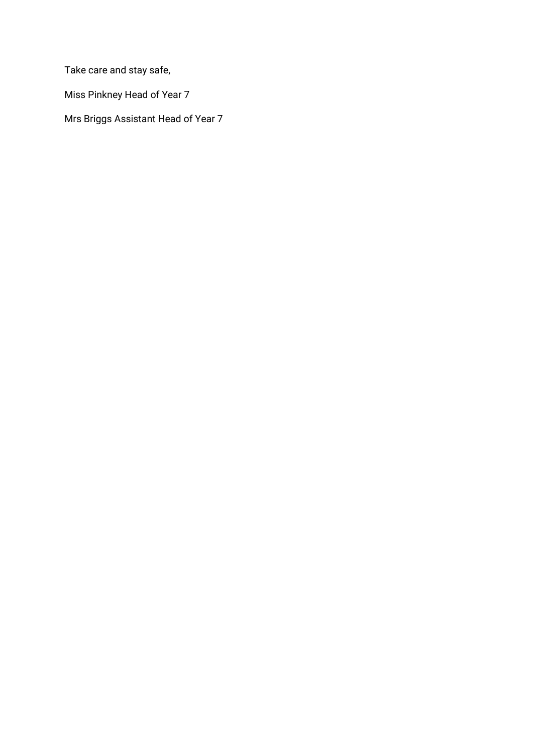Take care and stay safe,

Miss Pinkney Head of Year 7

Mrs Briggs Assistant Head of Year 7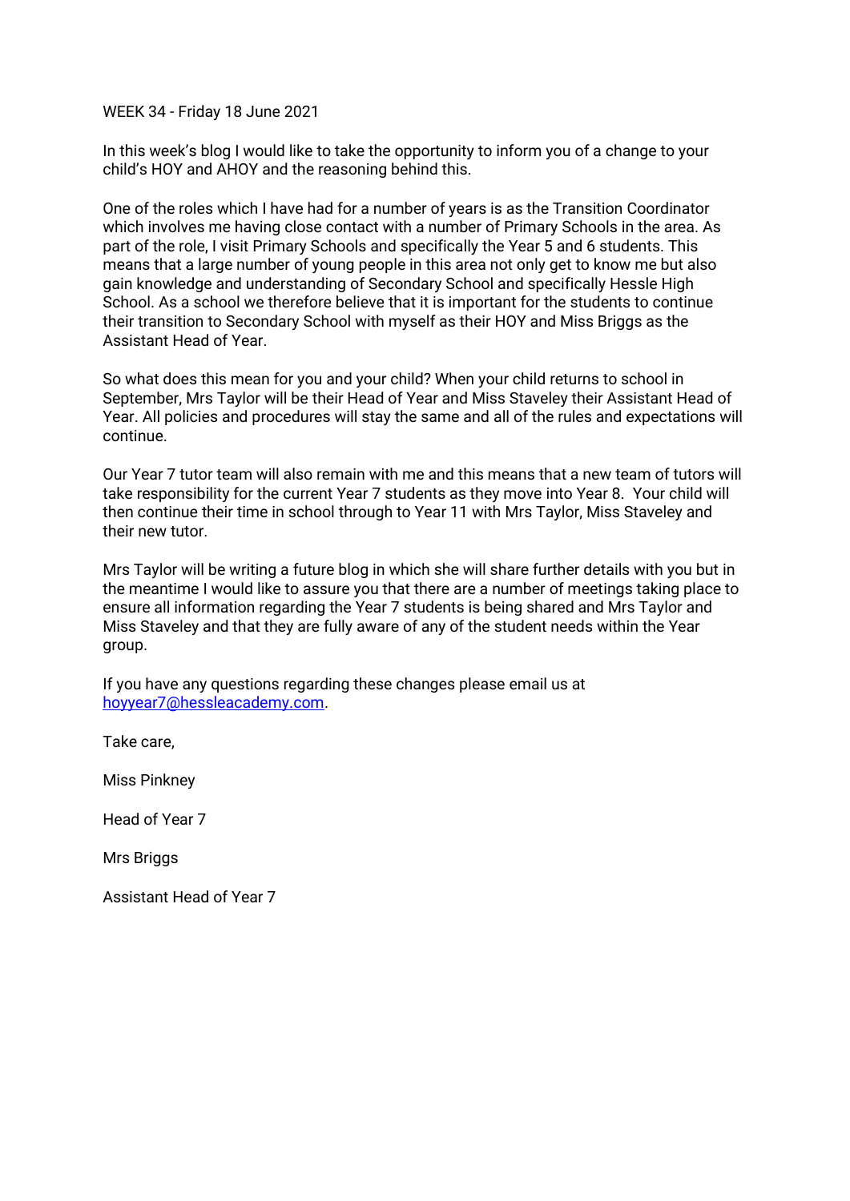WEEK 34 - Friday 18 June 2021

In this week's blog I would like to take the opportunity to inform you of a change to your child's HOY and AHOY and the reasoning behind this.

One of the roles which I have had for a number of years is as the Transition Coordinator which involves me having close contact with a number of Primary Schools in the area. As part of the role, I visit Primary Schools and specifically the Year 5 and 6 students. This means that a large number of young people in this area not only get to know me but also gain knowledge and understanding of Secondary School and specifically Hessle High School. As a school we therefore believe that it is important for the students to continue their transition to Secondary School with myself as their HOY and Miss Briggs as the Assistant Head of Year.

So what does this mean for you and your child? When your child returns to school in September, Mrs Taylor will be their Head of Year and Miss Staveley their Assistant Head of Year. All policies and procedures will stay the same and all of the rules and expectations will continue.

Our Year 7 tutor team will also remain with me and this means that a new team of tutors will take responsibility for the current Year 7 students as they move into Year 8. Your child will then continue their time in school through to Year 11 with Mrs Taylor, Miss Staveley and their new tutor.

Mrs Taylor will be writing a future blog in which she will share further details with you but in the meantime I would like to assure you that there are a number of meetings taking place to ensure all information regarding the Year 7 students is being shared and Mrs Taylor and Miss Staveley and that they are fully aware of any of the student needs within the Year group.

If you have any questions regarding these changes please email us at [hoyyear7@hessleacademy.com](mailto:hoyyear7@hessleacademy.com).

Take care,

Miss Pinkney

Head of Year 7

Mrs Briggs

Assistant Head of Year 7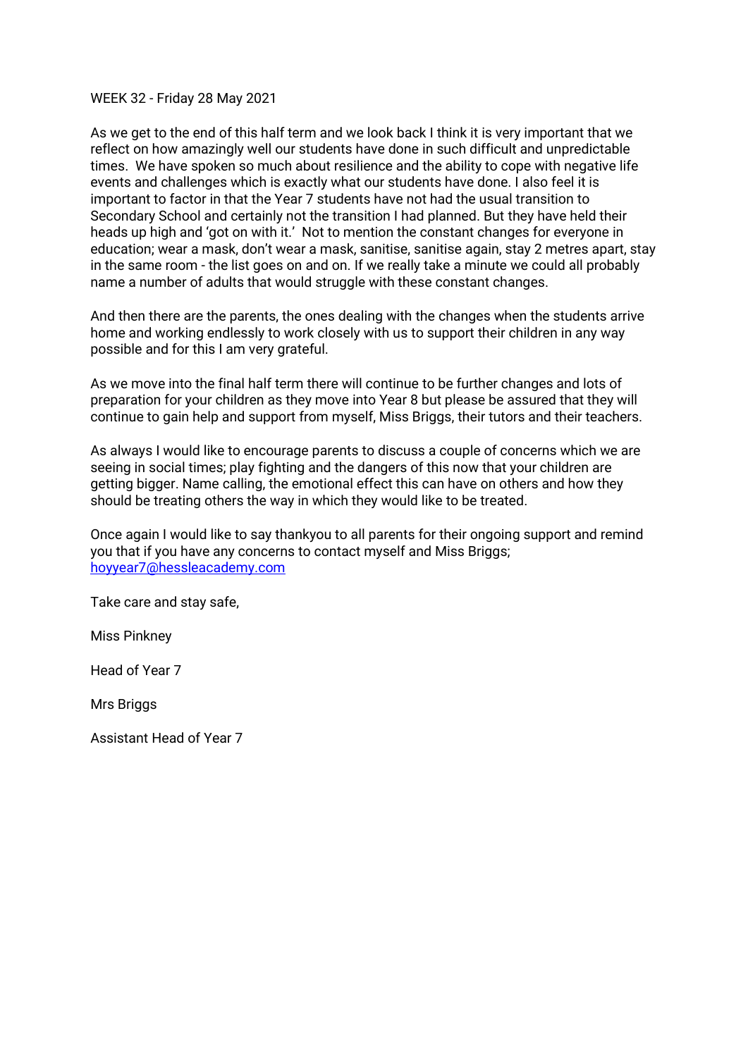WEEK 32 - Friday 28 May 2021

As we get to the end of this half term and we look back I think it is very important that we reflect on how amazingly well our students have done in such difficult and unpredictable times. We have spoken so much about resilience and the ability to cope with negative life events and challenges which is exactly what our students have done. I also feel it is important to factor in that the Year 7 students have not had the usual transition to Secondary School and certainly not the transition I had planned. But they have held their heads up high and 'got on with it.' Not to mention the constant changes for everyone in education; wear a mask, don't wear a mask, sanitise, sanitise again, stay 2 metres apart, stay in the same room - the list goes on and on. If we really take a minute we could all probably name a number of adults that would struggle with these constant changes.

And then there are the parents, the ones dealing with the changes when the students arrive home and working endlessly to work closely with us to support their children in any way possible and for this I am very grateful.

As we move into the final half term there will continue to be further changes and lots of preparation for your children as they move into Year 8 but please be assured that they will continue to gain help and support from myself, Miss Briggs, their tutors and their teachers.

As always I would like to encourage parents to discuss a couple of concerns which we are seeing in social times; play fighting and the dangers of this now that your children are getting bigger. Name calling, the emotional effect this can have on others and how they should be treating others the way in which they would like to be treated.

Once again I would like to say thankyou to all parents for their ongoing support and remind you that if you have any concerns to contact myself and Miss Briggs; hoyyear7@hessleacademy.com

Take care and stay safe,

Miss Pinkney

Head of Year 7

Mrs Briggs

Assistant Head of Year 7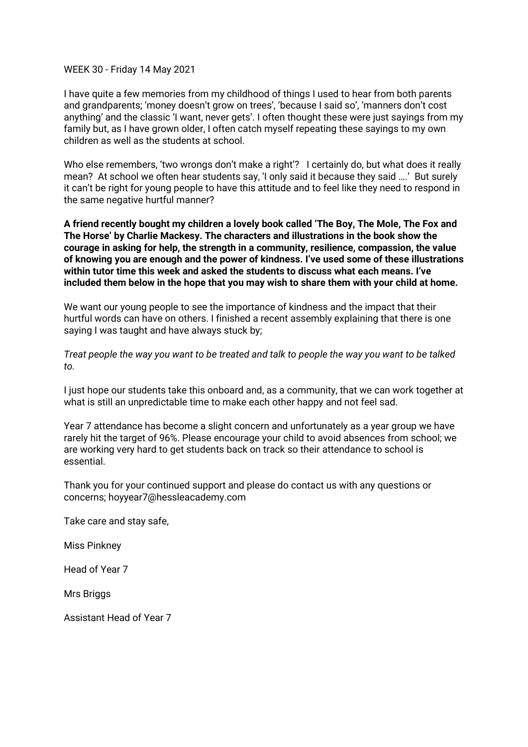WEEK 30 - Friday 14 May 2021

I have quite a few memories from my childhood of things I used to hear from both parents and grandparents; 'money doesn't grow on trees', 'because I said so', 'manners don't cost anything' and the classic 'I want, never gets'. I often thought these were just sayings from my family but, as I have grown older, I often catch myself repeating these sayings to my own children as well as the students at school.

Who else remembers, 'two wrongs don't make a right'? I certainly do, but what does it really mean? At school we often hear students say, 'I only said it because they said ….' But surely it can't be right for young people to have this attitude and to feel like they need to respond in the same negative hurtful manner?

**A friend recently bought my children a lovely book called 'The Boy, The Mole, The Fox and The Horse' by Charlie Mackesy. The characters and illustrations in the book show the courage in asking for help, the strength in a community, resilience, compassion, the value of knowing you are enough and the power of kindness. I've used some of these illustrations within tutor time this week and asked the students to discuss what each means. I've included them below in the hope that you may wish to share them with your child at home.**

We want our young people to see the importance of kindness and the impact that their hurtful words can have on others. I finished a recent assembly explaining that there is one saying I was taught and have always stuck by;

*Treat people the way you want to be treated and talk to people the way you want to be talked to.*

I just hope our students take this onboard and, as a community, that we can work together at what is still an unpredictable time to make each other happy and not feel sad.

Year 7 attendance has become a slight concern and unfortunately as a year group we have rarely hit the target of 96%. Please encourage your child to avoid absences from school; we are working very hard to get students back on track so their attendance to school is essential.

Thank you for your continued support and please do contact us with any questions or concerns; hoyyear7@hessleacademy.com

Take care and stay safe,

Miss Pinkney

Head of Year 7

Mrs Briggs

Assistant Head of Year 7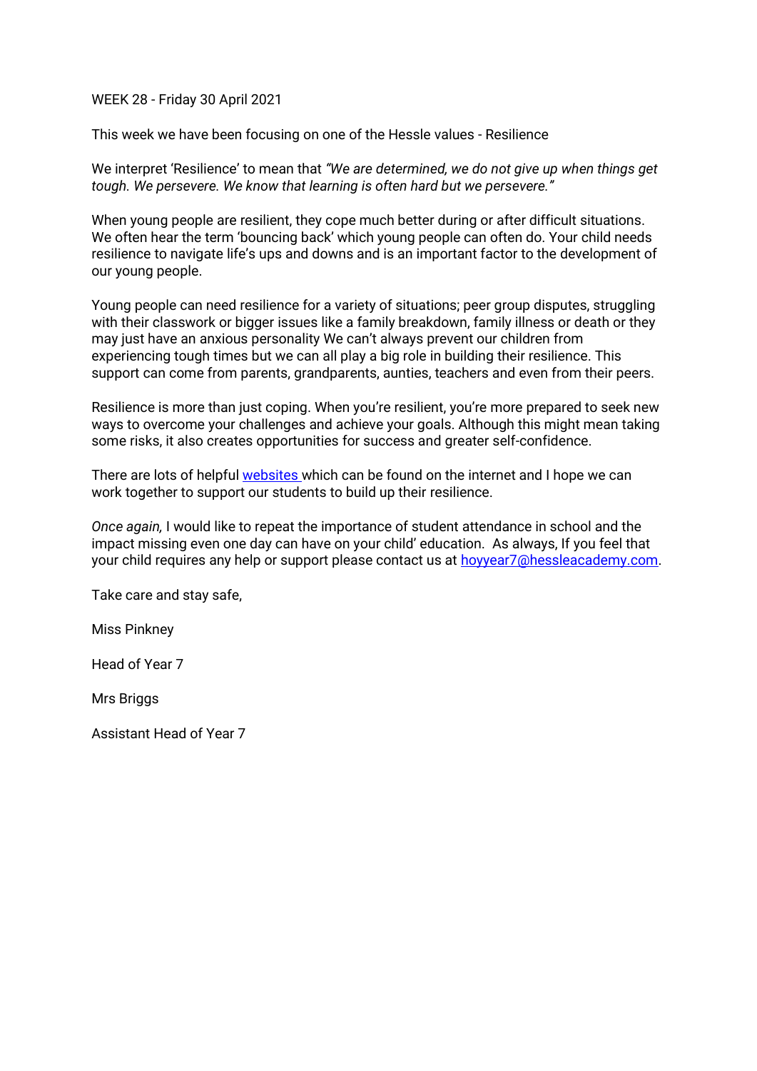WEEK 28 - Friday 30 April 2021

This week we have been focusing on one of the Hessle values - Resilience

We interpret 'Resilience' to mean that *"We are determined, we do not give up when things get tough. We persevere. We know that learning is often hard but we persevere."*

When young people are resilient, they cope much better during or after difficult situations. We often hear the term 'bouncing back' which young people can often do. Your child needs resilience to navigate life's ups and downs and is an important factor to the development of our young people.

Young people can need resilience for a variety of situations; peer group disputes, struggling with their classwork or bigger issues like a family breakdown, family illness or death or they may just have an anxious personality We can't always prevent our children from experiencing tough times but we can all play a big role in building their resilience. This support can come from parents, grandparents, aunties, teachers and even from their peers.

Resilience is more than just coping. When you're resilient, you're more prepared to seek new ways to overcome your challenges and achieve your goals. Although this might mean taking some risks, it also creates opportunities for success and greater self-confidence.

There are lots of helpful websites which can be found on the internet and I hope we can work together to support our students to build up their resilience.

*Once again,* I would like to repeat the importance of student attendance in school and the impact missing even one day can have on your child' education. As always, If you feel that your child requires any help or support please contact us at hoyyear7@hessleacademy.com.

Take care and stay safe,

Miss Pinkney

Head of Year 7

Mrs Briggs

Assistant Head of Year 7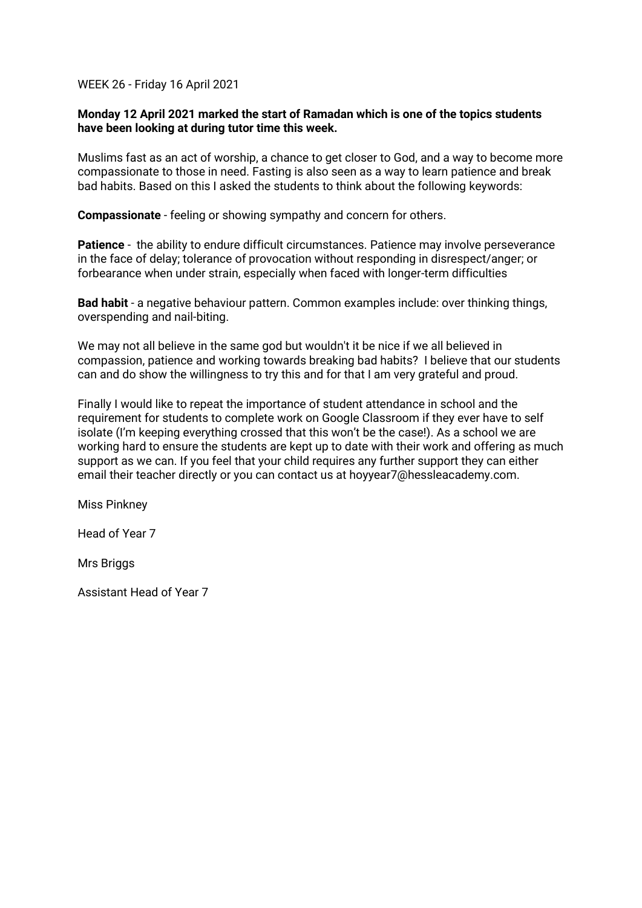WEEK 26 - Friday 16 April 2021

**Monday 12 April 2021 marked the start of Ramadan which is one of the topics students have been looking at during tutor time this week.**

Muslims fast as an act of worship, a chance to get closer to God, and a way to become more compassionate to those in need. Fasting is also seen as a way to learn patience and break bad habits. Based on this I asked the students to think about the following keywords:

**Compassionate** - feeling or showing sympathy and concern for others.

**Patience** - the ability to endure difficult circumstances. Patience may involve perseverance in the face of delay; tolerance of provocation without responding in disrespect/anger; or forbearance when under strain, especially when faced with longer-term difficulties

**Bad habit** - a negative behaviour pattern. Common examples include: over thinking things, overspending and nail-biting.

We may not all believe in the same god but wouldn't it be nice if we all believed in compassion, patience and working towards breaking bad habits? I believe that our students can and do show the willingness to try this and for that I am very grateful and proud.

Finally I would like to repeat the importance of student attendance in school and the requirement for students to complete work on Google Classroom if they ever have to self isolate (I'm keeping everything crossed that this won't be the case!). As a school we are working hard to ensure the students are kept up to date with their work and offering as much support as we can. If you feel that your child requires any further support they can either email their teacher directly or you can contact us at hoyyear7@hessleacademy.com.

Miss Pinkney

Head of Year 7

Mrs Briggs

Assistant Head of Year 7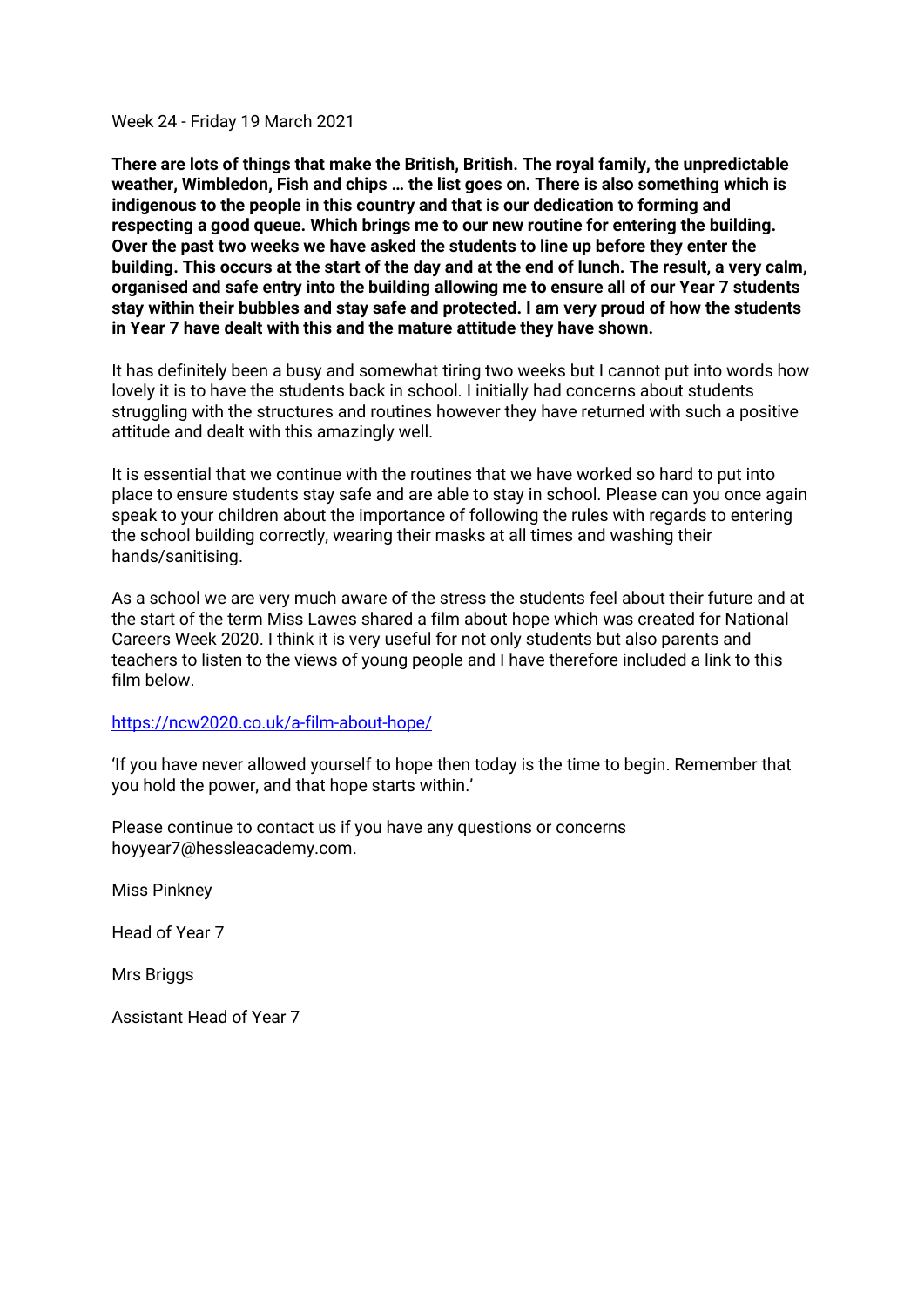Week 24 - Friday 19 March 2021

**There are lots of things that make the British, British. The royal family, the unpredictable weather, Wimbledon, Fish and chips … the list goes on. There is also something which is indigenous to the people in this country and that is our dedication to forming and respecting a good queue. Which brings me to our new routine for entering the building. Over the past two weeks we have asked the students to line up before they enter the building. This occurs at the start of the day and at the end of lunch. The result, a very calm, organised and safe entry into the building allowing me to ensure all of our Year 7 students stay within their bubbles and stay safe and protected. I am very proud of how the students in Year 7 have dealt with this and the mature attitude they have shown.**

It has definitely been a busy and somewhat tiring two weeks but I cannot put into words how lovely it is to have the students back in school. I initially had concerns about students struggling with the structures and routines however they have returned with such a positive attitude and dealt with this amazingly well.

It is essential that we continue with the routines that we have worked so hard to put into place to ensure students stay safe and are able to stay in school. Please can you once again speak to your children about the importance of following the rules with regards to entering the school building correctly, wearing their masks at all times and washing their hands/sanitising.

As a school we are very much aware of the stress the students feel about their future and at the start of the term Miss Lawes shared a film about hope which was created for National Careers Week 2020. I think it is very useful for not only students but also parents and teachers to listen to the views of young people and I have therefore included a link to this film below.

https://ncw2020.co.uk/a-film-about-hope/

'If you have never allowed yourself to hope then today is the time to begin. Remember that you hold the power, and that hope starts within.'

Please continue to contact us if you have any questions or concerns hoyyear7@hessleacademy.com.

Miss Pinkney

Head of Year 7

Mrs Briggs

Assistant Head of Year 7